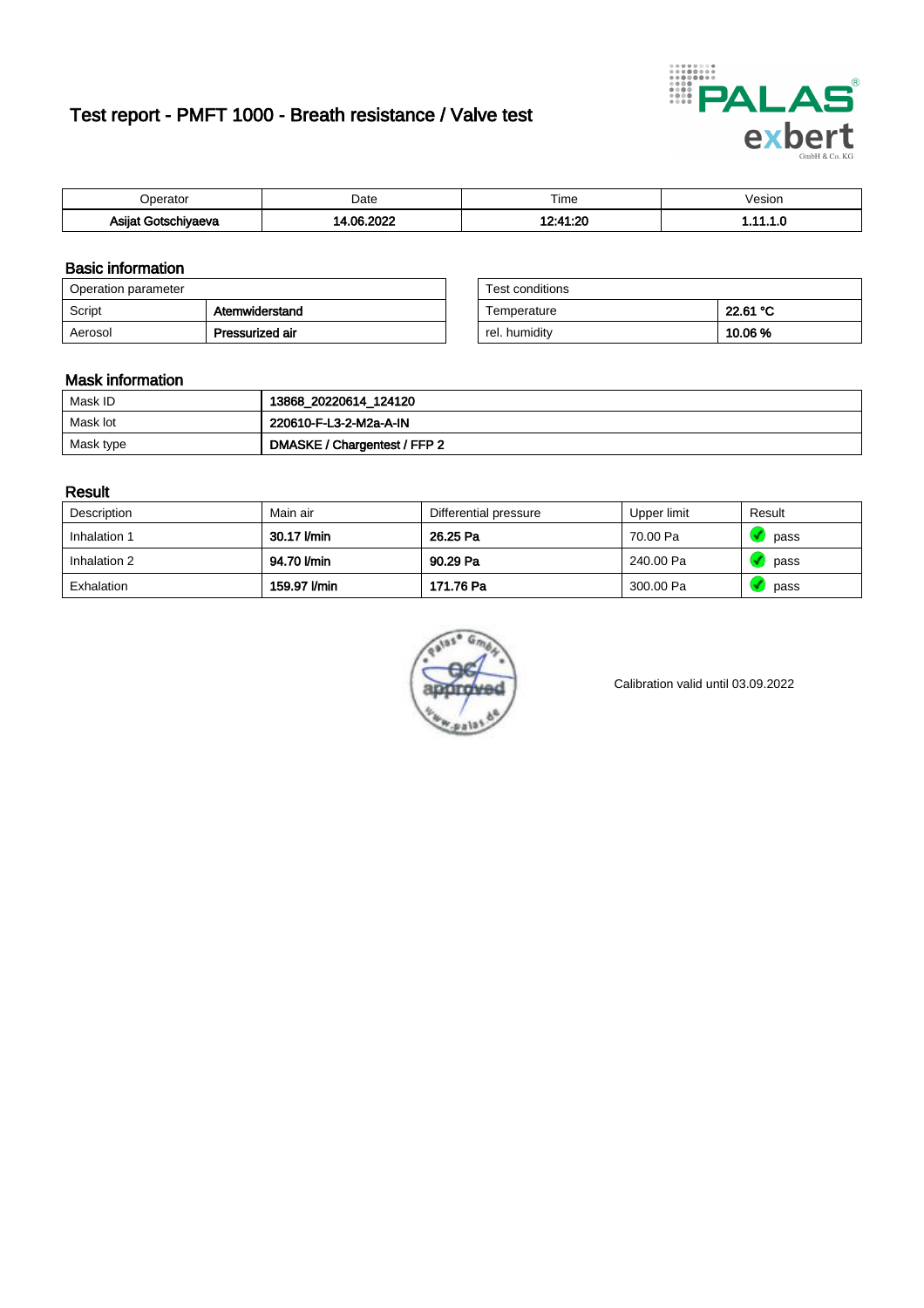# Test report - PMFT 1000 - Breath resistance / Valve test

| Operator | Date | Time | Vesion |
|---|---|---|---|
| **Asijat Gotschiyaeva** | **14.06.2022** | **12:41:20** | **1.11.1.0** |

## Basic information

| Operation parameter | |
|---|---|
| Script | **Atemwiderstand** |
| Aerosol | **Pressurized air** |

| Test conditions | |
|---|---|
| Temperature | **22.61 °C** |
| rel. humidity | **10.06 %** |

## Mask information

| | |
|---|---|
| Mask ID | **13868_20220614_124120** |
| Mask lot | **220610-F-L3-2-M2a-A-IN** |
| Mask type | **DMASKE / Chargentest / FFP 2** |

## Result

| Description | Main air | Differential pressure | Upper limit | Result |
|---|---|---|---|---|
| Inhalation 1 | **30.17 l/min** | **26.25 Pa** | 70.00 Pa | pass |
| Inhalation 2 | **94.70 l/min** | **90.29 Pa** | 240.00 Pa | pass |
| Exhalation | **159.97 l/min** | **171.76 Pa** | 300.00 Pa | pass |

Calibration valid until 03.09.2022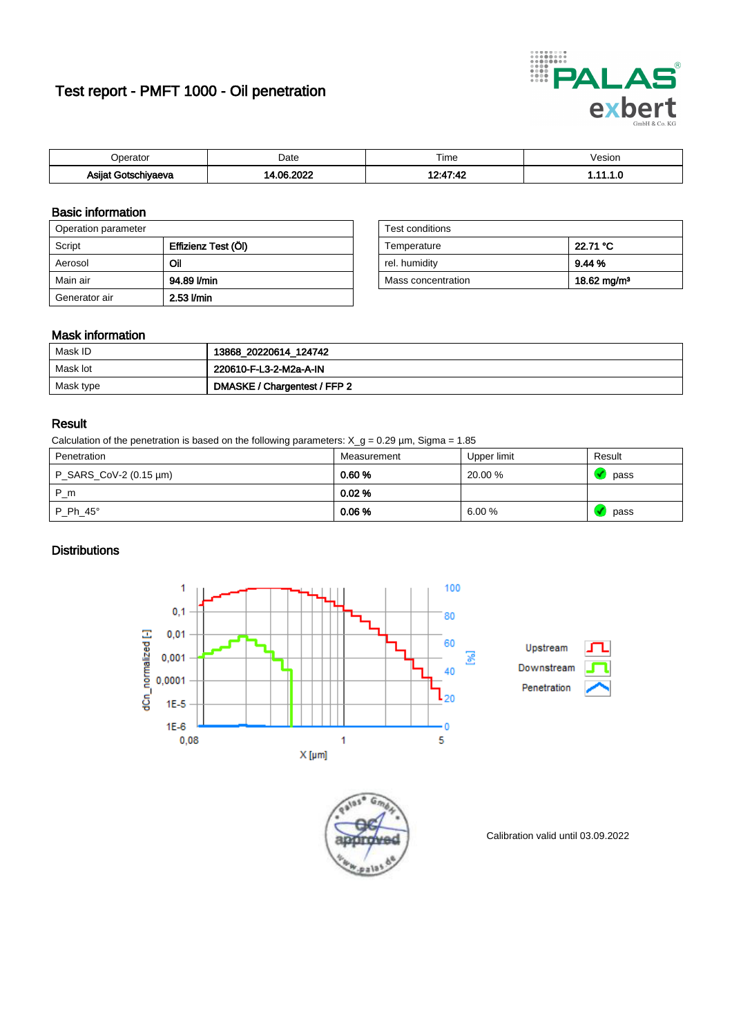# Test report - PMFT 1000 - Oil penetration

| Operator | Date | Time | Vesion |
|---|---|---|---|
| **Asijat Gotschiyaeva** | **14.06.2022** | **12:47:42** | **1.11.1.0** |

## Basic information

| Operation parameter | |
|---|---|
| Script | **Effizienz Test (Öl)** |
| Aerosol | **Oil** |
| Main air | **94.89 l/min** |
| Generator air | **2.53 l/min** |

| Test conditions | |
|---|---|
| Temperature | **22.71 °C** |
| rel. humidity | **9.44 %** |
| Mass concentration | **18.62 mg/m³** |

## Mask information

| | |
|---|---|
| Mask ID | **13868_20220614_124742** |
| Mask lot | **220610-F-L3-2-M2a-A-IN** |
| Mask type | **DMASKE / Chargentest / FFP 2** |

## Result

Calculation of the penetration is based on the following parameters: X_g = 0.29 µm, Sigma = 1.85

| Penetration | Measurement | Upper limit | Result |
|---|---|---|---|
| P_SARS_CoV-2 (0.15 µm) | **0.60 %** | 20.00 % | pass |
| P_m | **0.02 %** | | |
| P_Ph_45° | **0.06 %** | 6.00 % | pass |

## Distributions

dCn_normalized [-]

1
0,1
0,01
0,001
0,0001
1E-5
1E-6

[%]

100
80
60
40
20
0

0,08
1
5

X [µm]

Upstream
Downstream
Penetration

Calibration valid until 03.09.2022